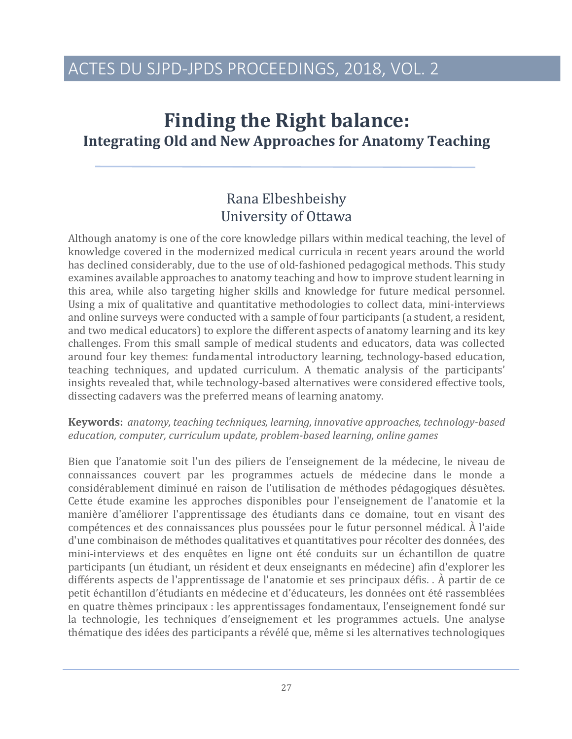# Finding the Right balance:
## Integrating Old and New Approaches for Anatomy Teaching

Rana Elbeshbeishy
University of Ottawa

Although anatomy is one of the core knowledge pillars within medical teaching, the level of knowledge covered in the modernized medical curricula in recent years around the world has declined considerably, due to the use of old-fashioned pedagogical methods. This study examines available approaches to anatomy teaching and how to improve student learning in this area, while also targeting higher skills and knowledge for future medical personnel. Using a mix of qualitative and quantitative methodologies to collect data, mini-interviews and online surveys were conducted with a sample of four participants (a student, a resident, and two medical educators) to explore the different aspects of anatomy learning and its key challenges. From this small sample of medical students and educators, data was collected around four key themes: fundamental introductory learning, technology-based education, teaching techniques, and updated curriculum. A thematic analysis of the participants' insights revealed that, while technology-based alternatives were considered effective tools, dissecting cadavers was the preferred means of learning anatomy.

**Keywords:** *anatomy, teaching techniques, learning, innovative approaches, technology-based education, computer, curriculum update, problem-based learning, online games*

Bien que l'anatomie soit l'un des piliers de l'enseignement de la médecine, le niveau de connaissances couvert par les programmes actuels de médecine dans le monde a considérablement diminué en raison de l'utilisation de méthodes pédagogiques désuètes. Cette étude examine les approches disponibles pour l'enseignement de l'anatomie et la manière d'améliorer l'apprentissage des étudiants dans ce domaine, tout en visant des compétences et des connaissances plus poussées pour le futur personnel médical. À l'aide d'une combinaison de méthodes qualitatives et quantitatives pour récolter des données, des mini-interviews et des enquêtes en ligne ont été conduits sur un échantillon de quatre participants (un étudiant, un résident et deux enseignants en médecine) afin d'explorer les différents aspects de l'apprentissage de l'anatomie et ses principaux défis. . À partir de ce petit échantillon d'étudiants en médecine et d'éducateurs, les données ont été rassemblées en quatre thèmes principaux : les apprentissages fondamentaux, l'enseignement fondé sur la technologie, les techniques d'enseignement et les programmes actuels. Une analyse thématique des idées des participants a révélé que, même si les alternatives technologiques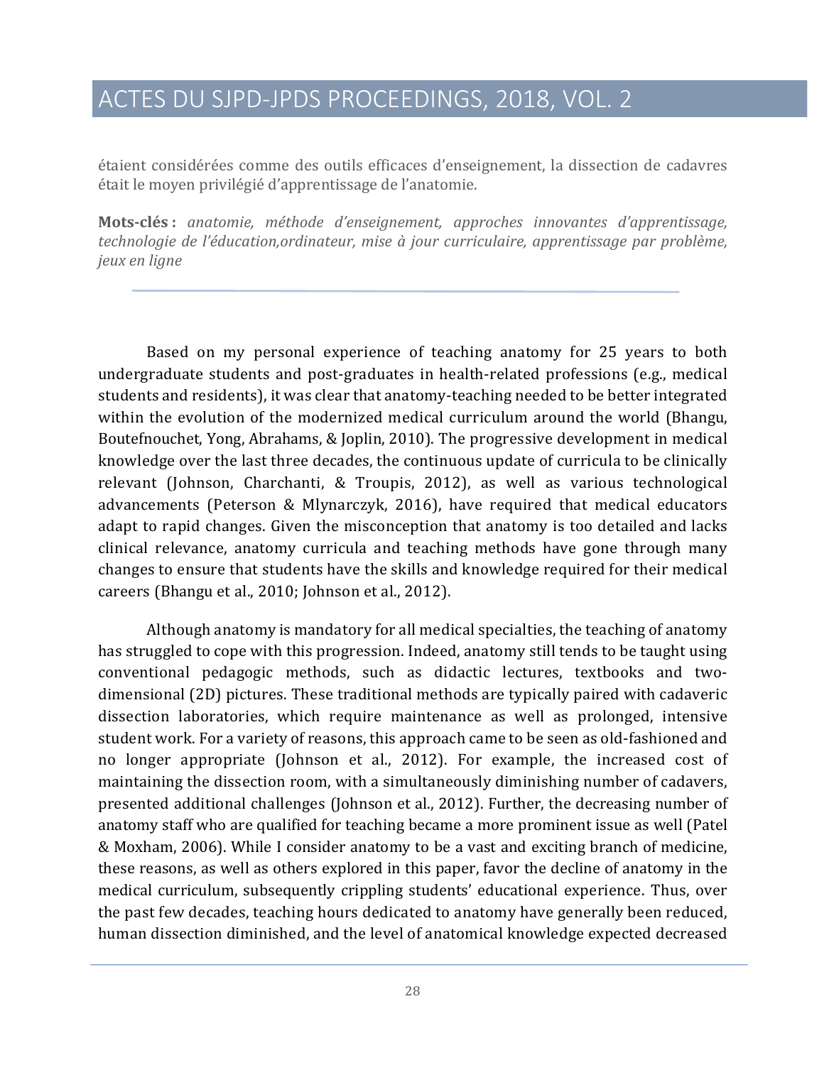étaient considérées comme des outils efficaces d'enseignement, la dissection de cadavres était le moyen privilégié d'apprentissage de l'anatomie.

**Mots-clés :** *anatomie, méthode d'enseignement, approches innovantes d'apprentissage, technologie de l'éducation,ordinateur, mise à jour curriculaire, apprentissage par problème, jeux en ligne*

---

Based on my personal experience of teaching anatomy for 25 years to both undergraduate students and post-graduates in health-related professions (e.g., medical students and residents), it was clear that anatomy-teaching needed to be better integrated within the evolution of the modernized medical curriculum around the world (Bhangu, Boutefnouchet, Yong, Abrahams, & Joplin, 2010). The progressive development in medical knowledge over the last three decades, the continuous update of curricula to be clinically relevant (Johnson, Charchanti, & Troupis, 2012), as well as various technological advancements (Peterson & Mlynarczyk, 2016), have required that medical educators adapt to rapid changes. Given the misconception that anatomy is too detailed and lacks clinical relevance, anatomy curricula and teaching methods have gone through many changes to ensure that students have the skills and knowledge required for their medical careers (Bhangu et al., 2010; Johnson et al., 2012).

Although anatomy is mandatory for all medical specialties, the teaching of anatomy has struggled to cope with this progression. Indeed, anatomy still tends to be taught using conventional pedagogic methods, such as didactic lectures, textbooks and two-dimensional (2D) pictures. These traditional methods are typically paired with cadaveric dissection laboratories, which require maintenance as well as prolonged, intensive student work. For a variety of reasons, this approach came to be seen as old-fashioned and no longer appropriate (Johnson et al., 2012). For example, the increased cost of maintaining the dissection room, with a simultaneously diminishing number of cadavers, presented additional challenges (Johnson et al., 2012). Further, the decreasing number of anatomy staff who are qualified for teaching became a more prominent issue as well (Patel & Moxham, 2006). While I consider anatomy to be a vast and exciting branch of medicine, these reasons, as well as others explored in this paper, favor the decline of anatomy in the medical curriculum, subsequently crippling students' educational experience. Thus, over the past few decades, teaching hours dedicated to anatomy have generally been reduced, human dissection diminished, and the level of anatomical knowledge expected decreased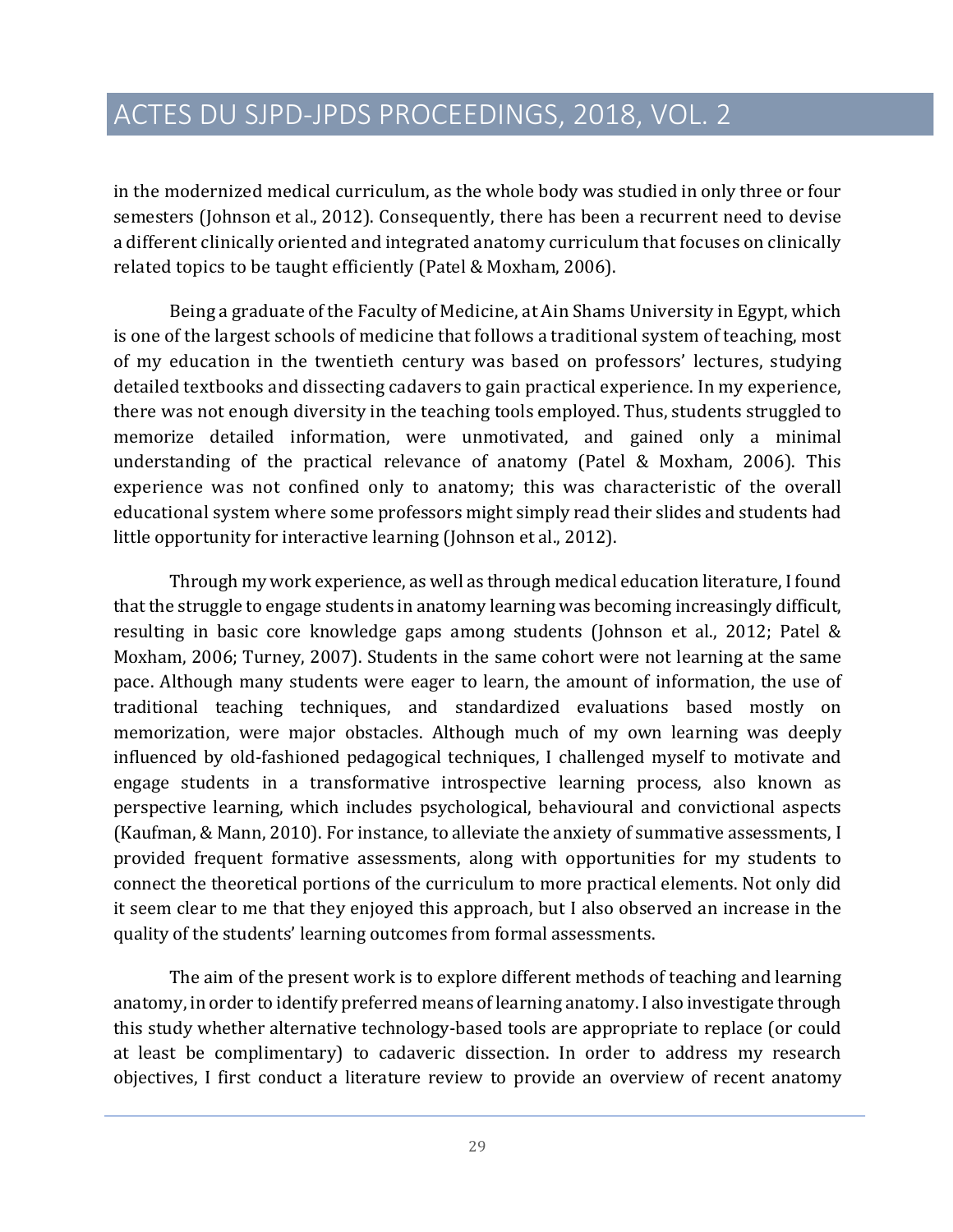in the modernized medical curriculum, as the whole body was studied in only three or four semesters (Johnson et al., 2012). Consequently, there has been a recurrent need to devise a different clinically oriented and integrated anatomy curriculum that focuses on clinically related topics to be taught efficiently (Patel & Moxham, 2006).

Being a graduate of the Faculty of Medicine, at Ain Shams University in Egypt, which is one of the largest schools of medicine that follows a traditional system of teaching, most of my education in the twentieth century was based on professors' lectures, studying detailed textbooks and dissecting cadavers to gain practical experience. In my experience, there was not enough diversity in the teaching tools employed. Thus, students struggled to memorize detailed information, were unmotivated, and gained only a minimal understanding of the practical relevance of anatomy (Patel & Moxham, 2006). This experience was not confined only to anatomy; this was characteristic of the overall educational system where some professors might simply read their slides and students had little opportunity for interactive learning (Johnson et al., 2012).

Through my work experience, as well as through medical education literature, I found that the struggle to engage students in anatomy learning was becoming increasingly difficult, resulting in basic core knowledge gaps among students (Johnson et al., 2012; Patel & Moxham, 2006; Turney, 2007). Students in the same cohort were not learning at the same pace. Although many students were eager to learn, the amount of information, the use of traditional teaching techniques, and standardized evaluations based mostly on memorization, were major obstacles. Although much of my own learning was deeply influenced by old-fashioned pedagogical techniques, I challenged myself to motivate and engage students in a transformative introspective learning process, also known as perspective learning, which includes psychological, behavioural and convictional aspects (Kaufman, & Mann, 2010). For instance, to alleviate the anxiety of summative assessments, I provided frequent formative assessments, along with opportunities for my students to connect the theoretical portions of the curriculum to more practical elements. Not only did it seem clear to me that they enjoyed this approach, but I also observed an increase in the quality of the students' learning outcomes from formal assessments.

The aim of the present work is to explore different methods of teaching and learning anatomy, in order to identify preferred means of learning anatomy. I also investigate through this study whether alternative technology-based tools are appropriate to replace (or could at least be complimentary) to cadaveric dissection. In order to address my research objectives, I first conduct a literature review to provide an overview of recent anatomy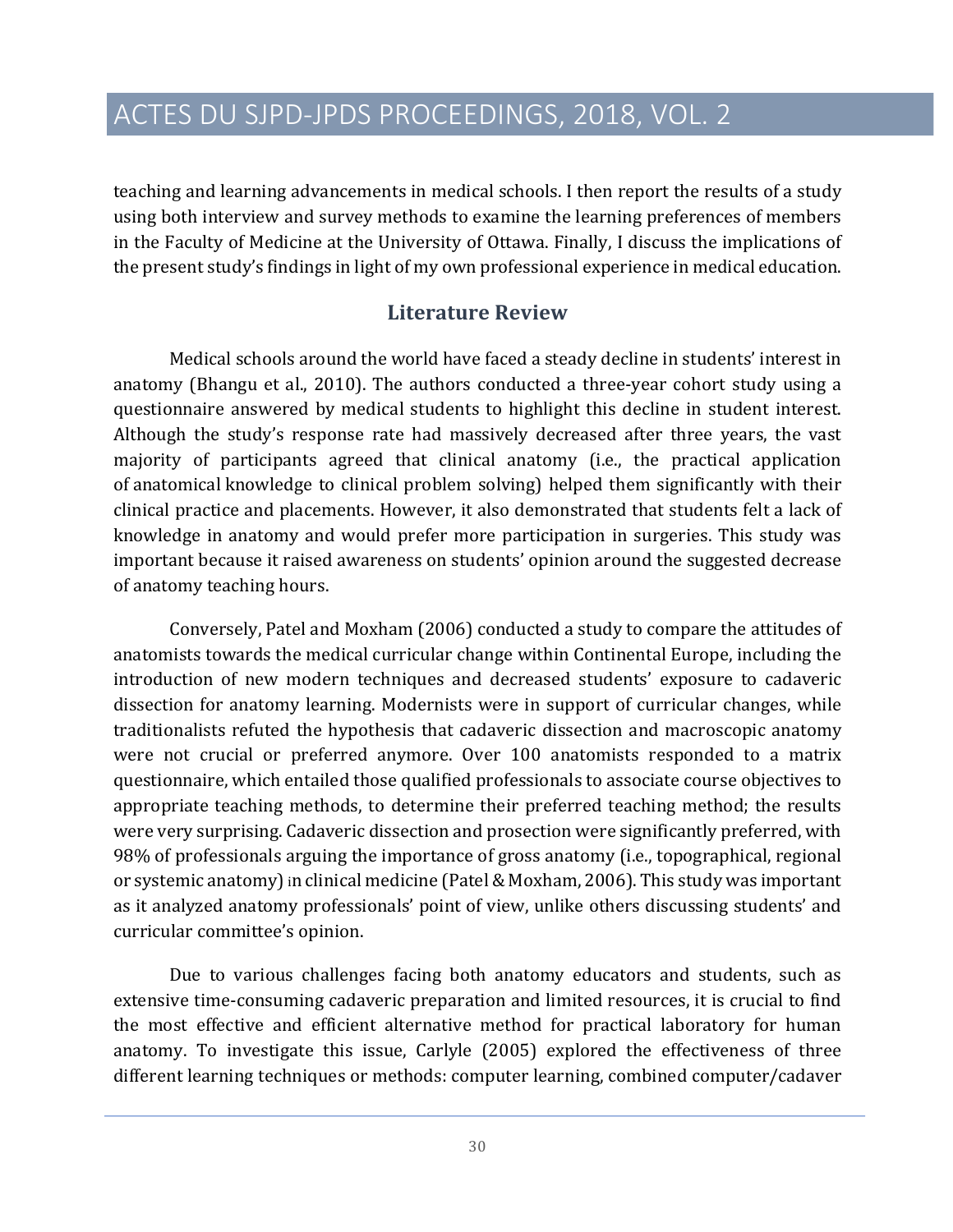teaching and learning advancements in medical schools. I then report the results of a study using both interview and survey methods to examine the learning preferences of members in the Faculty of Medicine at the University of Ottawa. Finally, I discuss the implications of the present study's findings in light of my own professional experience in medical education.

## Literature Review

Medical schools around the world have faced a steady decline in students' interest in anatomy (Bhangu et al., 2010). The authors conducted a three-year cohort study using a questionnaire answered by medical students to highlight this decline in student interest. Although the study's response rate had massively decreased after three years, the vast majority of participants agreed that clinical anatomy (i.e., the practical application of anatomical knowledge to clinical problem solving) helped them significantly with their clinical practice and placements. However, it also demonstrated that students felt a lack of knowledge in anatomy and would prefer more participation in surgeries. This study was important because it raised awareness on students' opinion around the suggested decrease of anatomy teaching hours.

Conversely, Patel and Moxham (2006) conducted a study to compare the attitudes of anatomists towards the medical curricular change within Continental Europe, including the introduction of new modern techniques and decreased students' exposure to cadaveric dissection for anatomy learning. Modernists were in support of curricular changes, while traditionalists refuted the hypothesis that cadaveric dissection and macroscopic anatomy were not crucial or preferred anymore. Over 100 anatomists responded to a matrix questionnaire, which entailed those qualified professionals to associate course objectives to appropriate teaching methods, to determine their preferred teaching method; the results were very surprising. Cadaveric dissection and prosection were significantly preferred, with 98% of professionals arguing the importance of gross anatomy (i.e., topographical, regional or systemic anatomy) in clinical medicine (Patel & Moxham, 2006). This study was important as it analyzed anatomy professionals' point of view, unlike others discussing students' and curricular committee's opinion.

Due to various challenges facing both anatomy educators and students, such as extensive time-consuming cadaveric preparation and limited resources, it is crucial to find the most effective and efficient alternative method for practical laboratory for human anatomy. To investigate this issue, Carlyle (2005) explored the effectiveness of three different learning techniques or methods: computer learning, combined computer/cadaver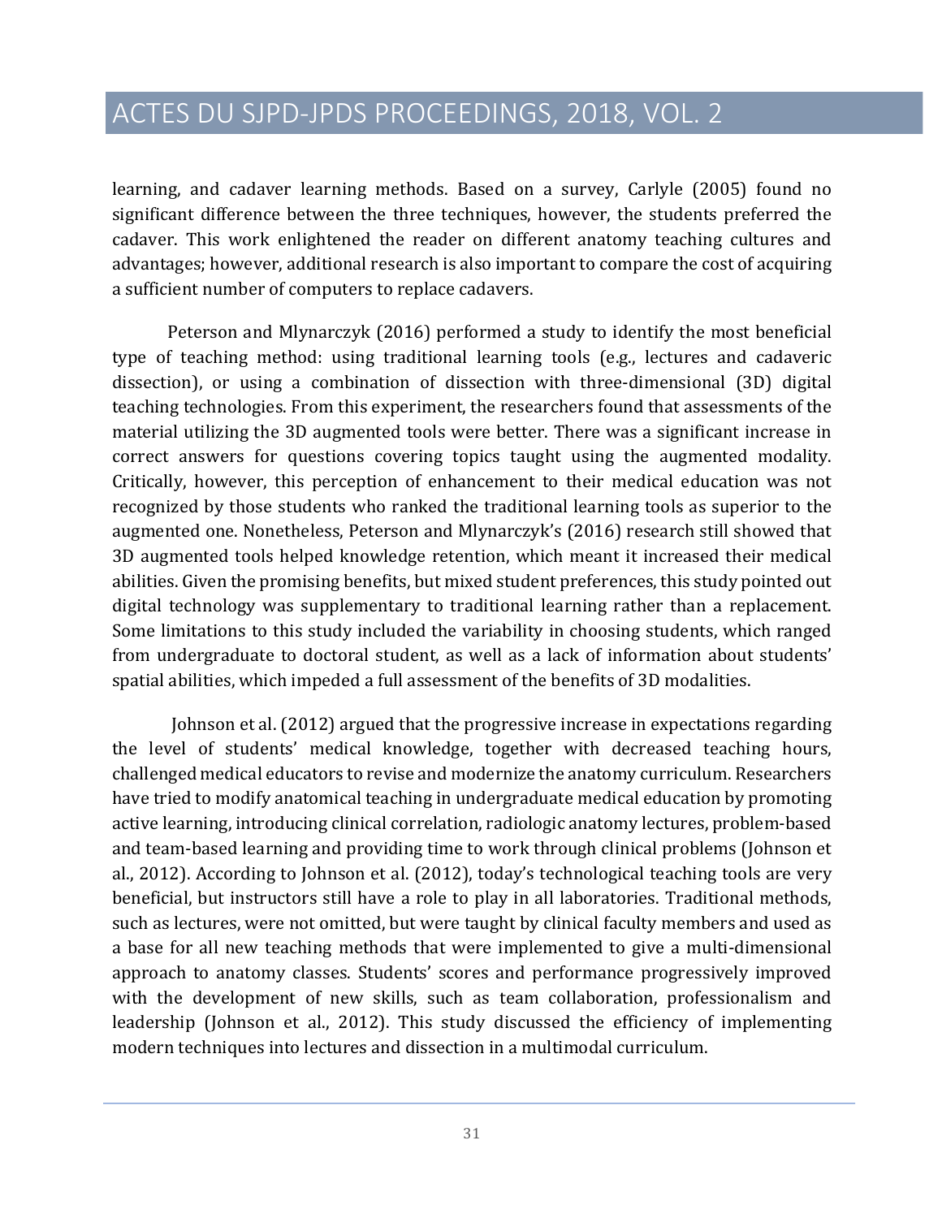learning, and cadaver learning methods. Based on a survey, Carlyle (2005) found no significant difference between the three techniques, however, the students preferred the cadaver. This work enlightened the reader on different anatomy teaching cultures and advantages; however, additional research is also important to compare the cost of acquiring a sufficient number of computers to replace cadavers.

Peterson and Mlynarczyk (2016) performed a study to identify the most beneficial type of teaching method: using traditional learning tools (e.g., lectures and cadaveric dissection), or using a combination of dissection with three-dimensional (3D) digital teaching technologies. From this experiment, the researchers found that assessments of the material utilizing the 3D augmented tools were better. There was a significant increase in correct answers for questions covering topics taught using the augmented modality. Critically, however, this perception of enhancement to their medical education was not recognized by those students who ranked the traditional learning tools as superior to the augmented one. Nonetheless, Peterson and Mlynarczyk's (2016) research still showed that 3D augmented tools helped knowledge retention, which meant it increased their medical abilities. Given the promising benefits, but mixed student preferences, this study pointed out digital technology was supplementary to traditional learning rather than a replacement. Some limitations to this study included the variability in choosing students, which ranged from undergraduate to doctoral student, as well as a lack of information about students' spatial abilities, which impeded a full assessment of the benefits of 3D modalities.

Johnson et al. (2012) argued that the progressive increase in expectations regarding the level of students' medical knowledge, together with decreased teaching hours, challenged medical educators to revise and modernize the anatomy curriculum. Researchers have tried to modify anatomical teaching in undergraduate medical education by promoting active learning, introducing clinical correlation, radiologic anatomy lectures, problem-based and team-based learning and providing time to work through clinical problems (Johnson et al., 2012). According to Johnson et al. (2012), today's technological teaching tools are very beneficial, but instructors still have a role to play in all laboratories. Traditional methods, such as lectures, were not omitted, but were taught by clinical faculty members and used as a base for all new teaching methods that were implemented to give a multi-dimensional approach to anatomy classes. Students' scores and performance progressively improved with the development of new skills, such as team collaboration, professionalism and leadership (Johnson et al., 2012). This study discussed the efficiency of implementing modern techniques into lectures and dissection in a multimodal curriculum.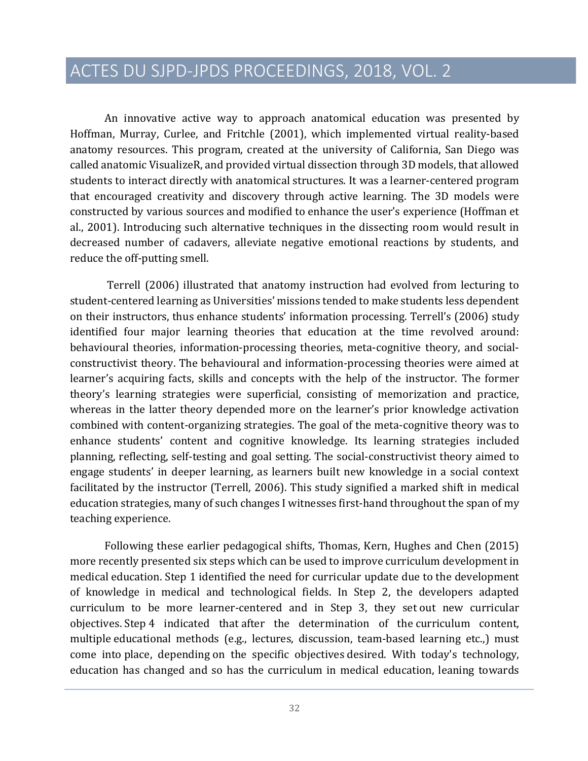An innovative active way to approach anatomical education was presented by Hoffman, Murray, Curlee, and Fritchle (2001), which implemented virtual reality-based anatomy resources. This program, created at the university of California, San Diego was called anatomic VisualizeR, and provided virtual dissection through 3D models, that allowed students to interact directly with anatomical structures. It was a learner-centered program that encouraged creativity and discovery through active learning. The 3D models were constructed by various sources and modified to enhance the user's experience (Hoffman et al., 2001). Introducing such alternative techniques in the dissecting room would result in decreased number of cadavers, alleviate negative emotional reactions by students, and reduce the off-putting smell.

Terrell (2006) illustrated that anatomy instruction had evolved from lecturing to student-centered learning as Universities' missions tended to make students less dependent on their instructors, thus enhance students' information processing. Terrell's (2006) study identified four major learning theories that education at the time revolved around: behavioural theories, information-processing theories, meta-cognitive theory, and social-constructivist theory. The behavioural and information-processing theories were aimed at learner's acquiring facts, skills and concepts with the help of the instructor. The former theory's learning strategies were superficial, consisting of memorization and practice, whereas in the latter theory depended more on the learner's prior knowledge activation combined with content-organizing strategies. The goal of the meta-cognitive theory was to enhance students' content and cognitive knowledge. Its learning strategies included planning, reflecting, self-testing and goal setting. The social-constructivist theory aimed to engage students' in deeper learning, as learners built new knowledge in a social context facilitated by the instructor (Terrell, 2006). This study signified a marked shift in medical education strategies, many of such changes I witnesses first-hand throughout the span of my teaching experience.

Following these earlier pedagogical shifts, Thomas, Kern, Hughes and Chen (2015) more recently presented six steps which can be used to improve curriculum development in medical education. Step 1 identified the need for curricular update due to the development of knowledge in medical and technological fields. In Step 2, the developers adapted curriculum to be more learner-centered and in Step 3, they set out new curricular objectives. Step 4 indicated that after the determination of the curriculum content, multiple educational methods (e.g., lectures, discussion, team-based learning etc.,) must come into place, depending on the specific objectives desired. With today's technology, education has changed and so has the curriculum in medical education, leaning towards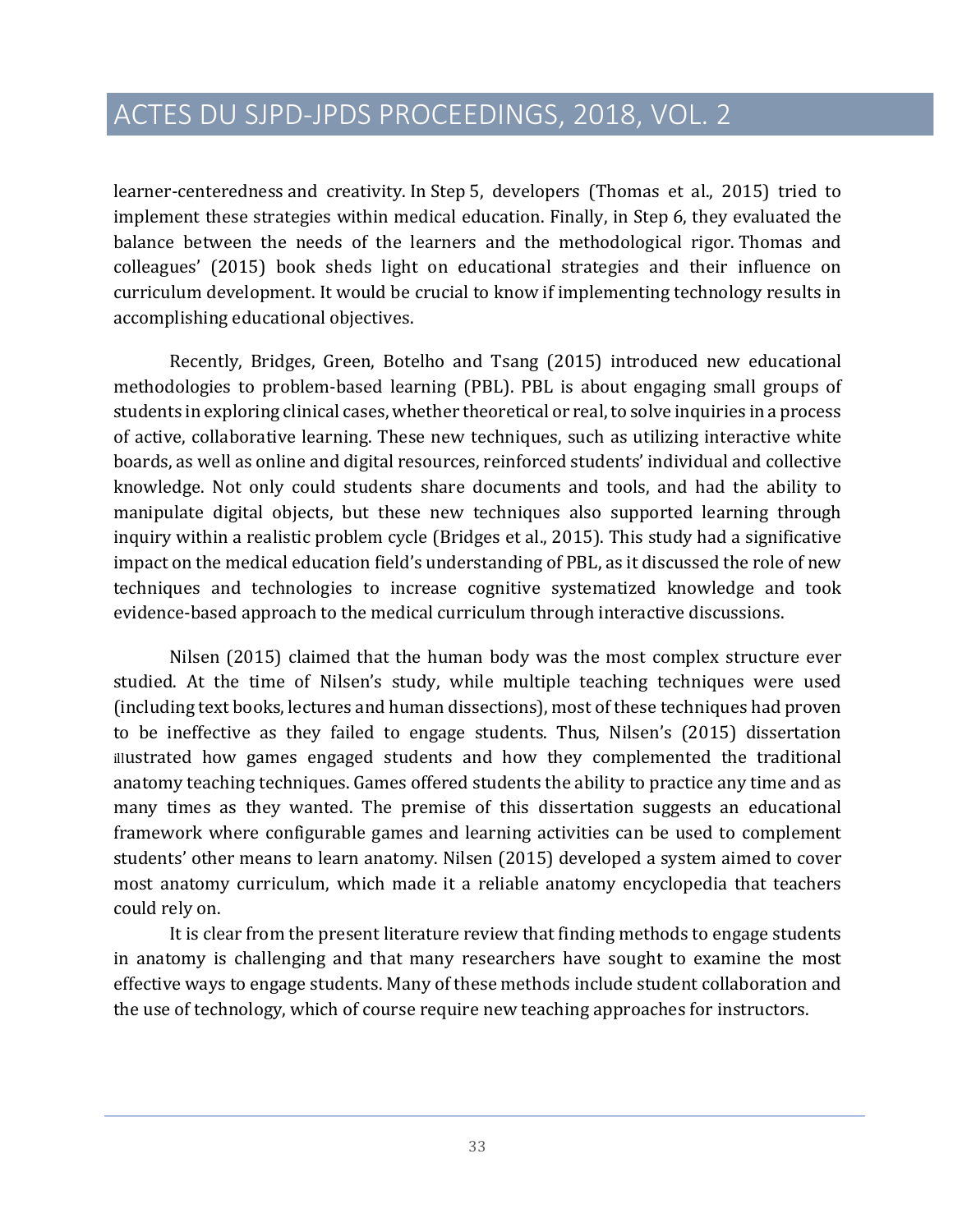learner-centeredness and creativity. In Step 5, developers (Thomas et al., 2015) tried to implement these strategies within medical education. Finally, in Step 6, they evaluated the balance between the needs of the learners and the methodological rigor. Thomas and colleagues' (2015) book sheds light on educational strategies and their influence on curriculum development. It would be crucial to know if implementing technology results in accomplishing educational objectives.

Recently, Bridges, Green, Botelho and Tsang (2015) introduced new educational methodologies to problem-based learning (PBL). PBL is about engaging small groups of students in exploring clinical cases, whether theoretical or real, to solve inquiries in a process of active, collaborative learning. These new techniques, such as utilizing interactive white boards, as well as online and digital resources, reinforced students' individual and collective knowledge. Not only could students share documents and tools, and had the ability to manipulate digital objects, but these new techniques also supported learning through inquiry within a realistic problem cycle (Bridges et al., 2015). This study had a significative impact on the medical education field's understanding of PBL, as it discussed the role of new techniques and technologies to increase cognitive systematized knowledge and took evidence-based approach to the medical curriculum through interactive discussions.

Nilsen (2015) claimed that the human body was the most complex structure ever studied. At the time of Nilsen's study, while multiple teaching techniques were used (including text books, lectures and human dissections), most of these techniques had proven to be ineffective as they failed to engage students. Thus, Nilsen's (2015) dissertation illustrated how games engaged students and how they complemented the traditional anatomy teaching techniques. Games offered students the ability to practice any time and as many times as they wanted. The premise of this dissertation suggests an educational framework where configurable games and learning activities can be used to complement students' other means to learn anatomy. Nilsen (2015) developed a system aimed to cover most anatomy curriculum, which made it a reliable anatomy encyclopedia that teachers could rely on.

It is clear from the present literature review that finding methods to engage students in anatomy is challenging and that many researchers have sought to examine the most effective ways to engage students. Many of these methods include student collaboration and the use of technology, which of course require new teaching approaches for instructors.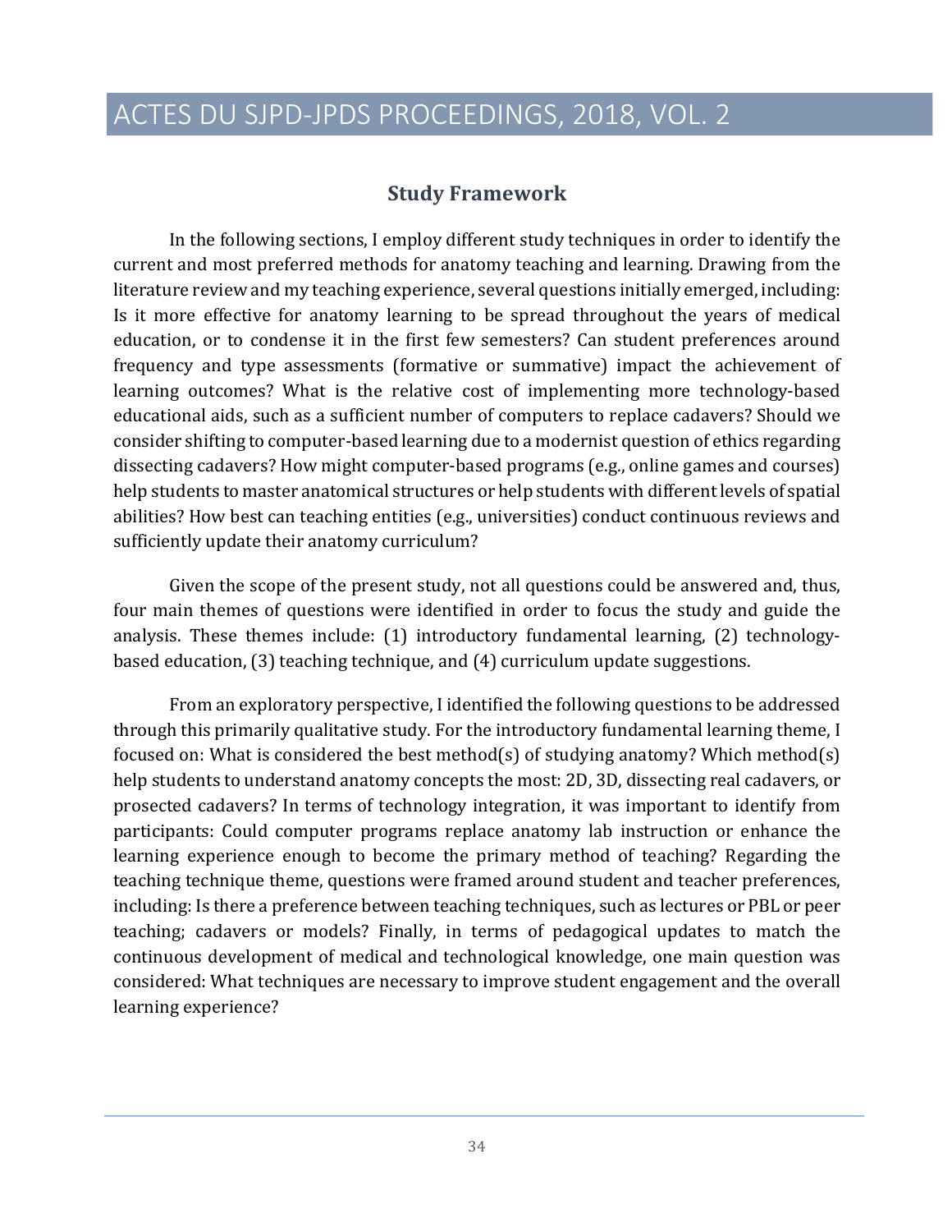## Study Framework

In the following sections, I employ different study techniques in order to identify the current and most preferred methods for anatomy teaching and learning. Drawing from the literature review and my teaching experience, several questions initially emerged, including: Is it more effective for anatomy learning to be spread throughout the years of medical education, or to condense it in the first few semesters? Can student preferences around frequency and type assessments (formative or summative) impact the achievement of learning outcomes? What is the relative cost of implementing more technology-based educational aids, such as a sufficient number of computers to replace cadavers? Should we consider shifting to computer-based learning due to a modernist question of ethics regarding dissecting cadavers? How might computer-based programs (e.g., online games and courses) help students to master anatomical structures or help students with different levels of spatial abilities? How best can teaching entities (e.g., universities) conduct continuous reviews and sufficiently update their anatomy curriculum?

Given the scope of the present study, not all questions could be answered and, thus, four main themes of questions were identified in order to focus the study and guide the analysis. These themes include: (1) introductory fundamental learning, (2) technology-based education, (3) teaching technique, and (4) curriculum update suggestions.

From an exploratory perspective, I identified the following questions to be addressed through this primarily qualitative study. For the introductory fundamental learning theme, I focused on: What is considered the best method(s) of studying anatomy? Which method(s) help students to understand anatomy concepts the most: 2D, 3D, dissecting real cadavers, or prosected cadavers? In terms of technology integration, it was important to identify from participants: Could computer programs replace anatomy lab instruction or enhance the learning experience enough to become the primary method of teaching? Regarding the teaching technique theme, questions were framed around student and teacher preferences, including: Is there a preference between teaching techniques, such as lectures or PBL or peer teaching; cadavers or models? Finally, in terms of pedagogical updates to match the continuous development of medical and technological knowledge, one main question was considered: What techniques are necessary to improve student engagement and the overall learning experience?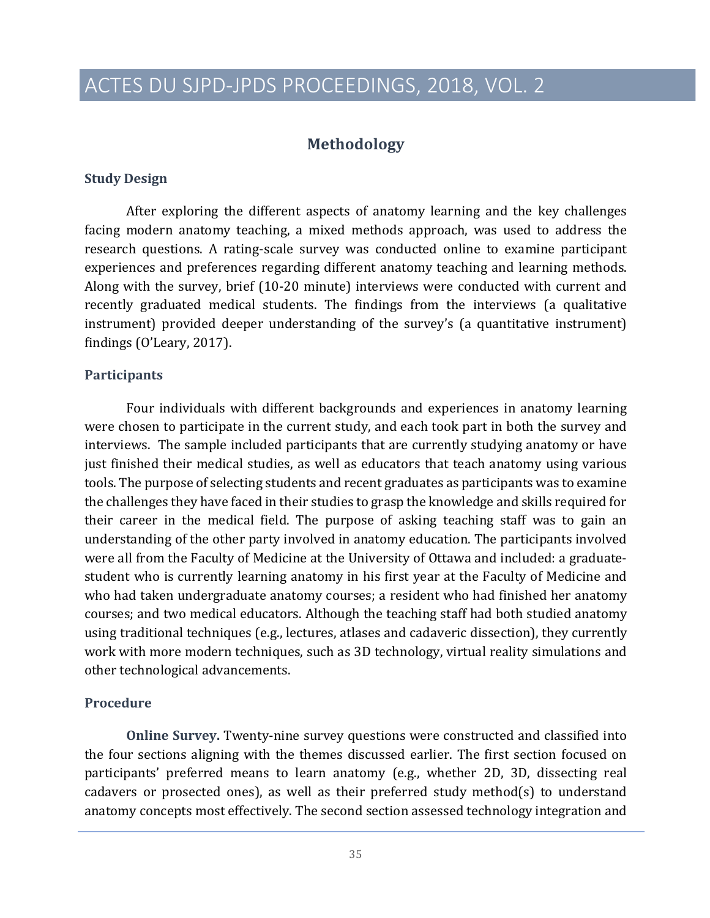## Methodology

### Study Design

After exploring the different aspects of anatomy learning and the key challenges facing modern anatomy teaching, a mixed methods approach, was used to address the research questions. A rating-scale survey was conducted online to examine participant experiences and preferences regarding different anatomy teaching and learning methods. Along with the survey, brief (10-20 minute) interviews were conducted with current and recently graduated medical students. The findings from the interviews (a qualitative instrument) provided deeper understanding of the survey's (a quantitative instrument) findings (O'Leary, 2017).

### Participants

Four individuals with different backgrounds and experiences in anatomy learning were chosen to participate in the current study, and each took part in both the survey and interviews. The sample included participants that are currently studying anatomy or have just finished their medical studies, as well as educators that teach anatomy using various tools. The purpose of selecting students and recent graduates as participants was to examine the challenges they have faced in their studies to grasp the knowledge and skills required for their career in the medical field. The purpose of asking teaching staff was to gain an understanding of the other party involved in anatomy education. The participants involved were all from the Faculty of Medicine at the University of Ottawa and included: a graduate-student who is currently learning anatomy in his first year at the Faculty of Medicine and who had taken undergraduate anatomy courses; a resident who had finished her anatomy courses; and two medical educators. Although the teaching staff had both studied anatomy using traditional techniques (e.g., lectures, atlases and cadaveric dissection), they currently work with more modern techniques, such as 3D technology, virtual reality simulations and other technological advancements.

### Procedure

**Online Survey.** Twenty-nine survey questions were constructed and classified into the four sections aligning with the themes discussed earlier. The first section focused on participants' preferred means to learn anatomy (e.g., whether 2D, 3D, dissecting real cadavers or prosected ones), as well as their preferred study method(s) to understand anatomy concepts most effectively. The second section assessed technology integration and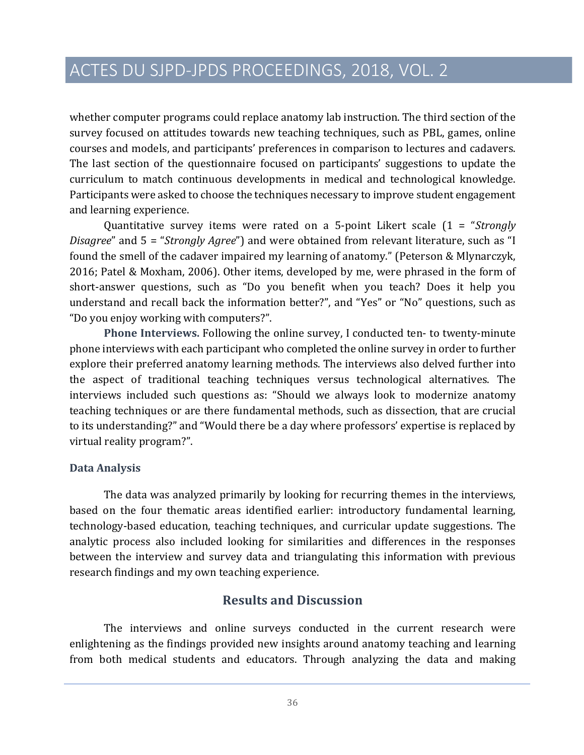whether computer programs could replace anatomy lab instruction. The third section of the survey focused on attitudes towards new teaching techniques, such as PBL, games, online courses and models, and participants' preferences in comparison to lectures and cadavers. The last section of the questionnaire focused on participants' suggestions to update the curriculum to match continuous developments in medical and technological knowledge. Participants were asked to choose the techniques necessary to improve student engagement and learning experience.

Quantitative survey items were rated on a 5-point Likert scale (1 = "*Strongly Disagree*" and 5 = "*Strongly Agree*") and were obtained from relevant literature, such as "I found the smell of the cadaver impaired my learning of anatomy." (Peterson & Mlynarczyk, 2016; Patel & Moxham, 2006). Other items, developed by me, were phrased in the form of short-answer questions, such as "Do you benefit when you teach? Does it help you understand and recall back the information better?", and "Yes" or "No" questions, such as "Do you enjoy working with computers?".

**Phone Interviews.** Following the online survey, I conducted ten- to twenty-minute phone interviews with each participant who completed the online survey in order to further explore their preferred anatomy learning methods. The interviews also delved further into the aspect of traditional teaching techniques versus technological alternatives. The interviews included such questions as: "Should we always look to modernize anatomy teaching techniques or are there fundamental methods, such as dissection, that are crucial to its understanding?" and "Would there be a day where professors' expertise is replaced by virtual reality program?".

### Data Analysis

The data was analyzed primarily by looking for recurring themes in the interviews, based on the four thematic areas identified earlier: introductory fundamental learning, technology-based education, teaching techniques, and curricular update suggestions. The analytic process also included looking for similarities and differences in the responses between the interview and survey data and triangulating this information with previous research findings and my own teaching experience.

## Results and Discussion

The interviews and online surveys conducted in the current research were enlightening as the findings provided new insights around anatomy teaching and learning from both medical students and educators. Through analyzing the data and making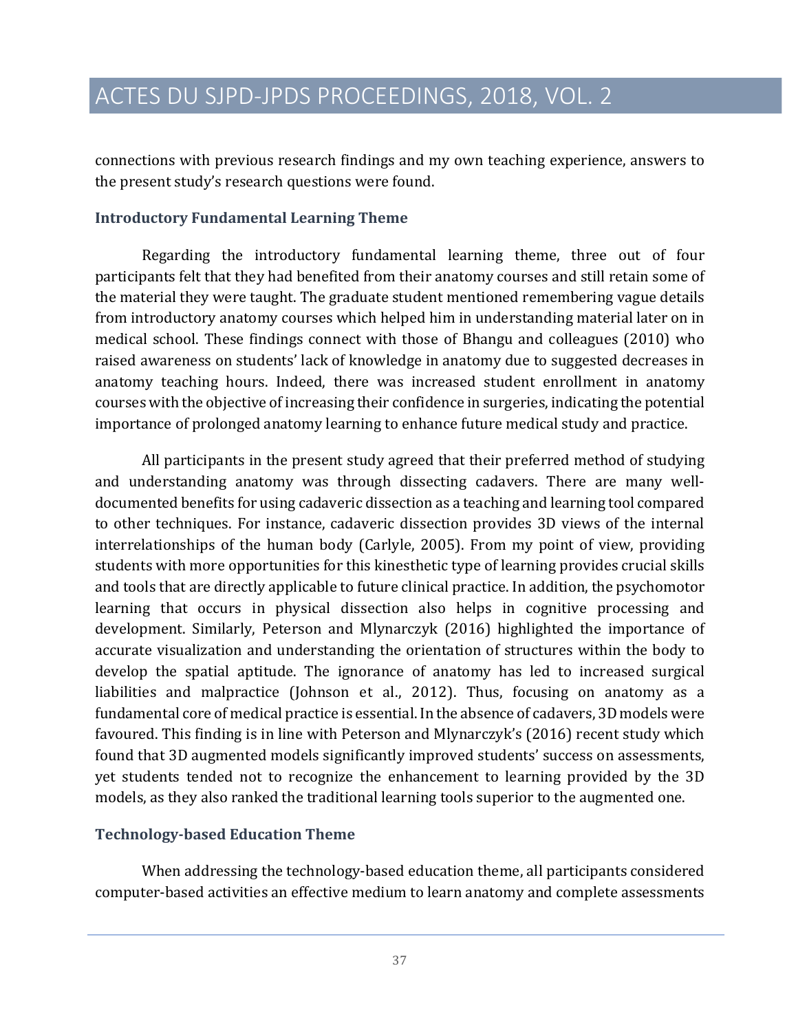connections with previous research findings and my own teaching experience, answers to the present study's research questions were found.

### Introductory Fundamental Learning Theme

Regarding the introductory fundamental learning theme, three out of four participants felt that they had benefited from their anatomy courses and still retain some of the material they were taught. The graduate student mentioned remembering vague details from introductory anatomy courses which helped him in understanding material later on in medical school. These findings connect with those of Bhangu and colleagues (2010) who raised awareness on students' lack of knowledge in anatomy due to suggested decreases in anatomy teaching hours. Indeed, there was increased student enrollment in anatomy courses with the objective of increasing their confidence in surgeries, indicating the potential importance of prolonged anatomy learning to enhance future medical study and practice.

All participants in the present study agreed that their preferred method of studying and understanding anatomy was through dissecting cadavers. There are many well-documented benefits for using cadaveric dissection as a teaching and learning tool compared to other techniques. For instance, cadaveric dissection provides 3D views of the internal interrelationships of the human body (Carlyle, 2005). From my point of view, providing students with more opportunities for this kinesthetic type of learning provides crucial skills and tools that are directly applicable to future clinical practice. In addition, the psychomotor learning that occurs in physical dissection also helps in cognitive processing and development. Similarly, Peterson and Mlynarczyk (2016) highlighted the importance of accurate visualization and understanding the orientation of structures within the body to develop the spatial aptitude. The ignorance of anatomy has led to increased surgical liabilities and malpractice (Johnson et al., 2012). Thus, focusing on anatomy as a fundamental core of medical practice is essential. In the absence of cadavers, 3D models were favoured. This finding is in line with Peterson and Mlynarczyk's (2016) recent study which found that 3D augmented models significantly improved students' success on assessments, yet students tended not to recognize the enhancement to learning provided by the 3D models, as they also ranked the traditional learning tools superior to the augmented one.

### Technology-based Education Theme

When addressing the technology-based education theme, all participants considered computer-based activities an effective medium to learn anatomy and complete assessments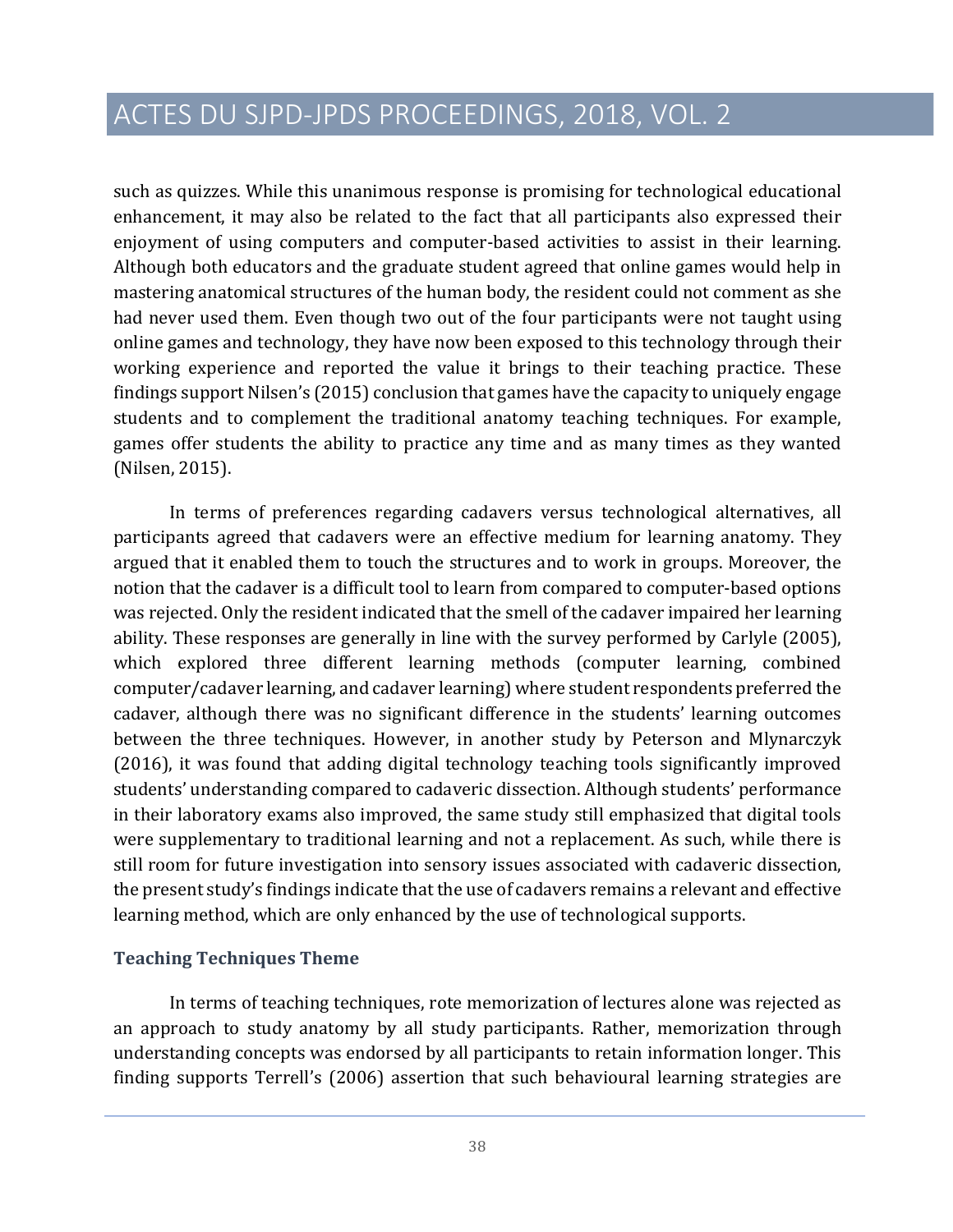such as quizzes. While this unanimous response is promising for technological educational enhancement, it may also be related to the fact that all participants also expressed their enjoyment of using computers and computer-based activities to assist in their learning. Although both educators and the graduate student agreed that online games would help in mastering anatomical structures of the human body, the resident could not comment as she had never used them. Even though two out of the four participants were not taught using online games and technology, they have now been exposed to this technology through their working experience and reported the value it brings to their teaching practice. These findings support Nilsen's (2015) conclusion that games have the capacity to uniquely engage students and to complement the traditional anatomy teaching techniques. For example, games offer students the ability to practice any time and as many times as they wanted (Nilsen, 2015).

In terms of preferences regarding cadavers versus technological alternatives, all participants agreed that cadavers were an effective medium for learning anatomy. They argued that it enabled them to touch the structures and to work in groups. Moreover, the notion that the cadaver is a difficult tool to learn from compared to computer-based options was rejected. Only the resident indicated that the smell of the cadaver impaired her learning ability. These responses are generally in line with the survey performed by Carlyle (2005), which explored three different learning methods (computer learning, combined computer/cadaver learning, and cadaver learning) where student respondents preferred the cadaver, although there was no significant difference in the students' learning outcomes between the three techniques. However, in another study by Peterson and Mlynarczyk (2016), it was found that adding digital technology teaching tools significantly improved students' understanding compared to cadaveric dissection. Although students' performance in their laboratory exams also improved, the same study still emphasized that digital tools were supplementary to traditional learning and not a replacement. As such, while there is still room for future investigation into sensory issues associated with cadaveric dissection, the present study's findings indicate that the use of cadavers remains a relevant and effective learning method, which are only enhanced by the use of technological supports.

### Teaching Techniques Theme

In terms of teaching techniques, rote memorization of lectures alone was rejected as an approach to study anatomy by all study participants. Rather, memorization through understanding concepts was endorsed by all participants to retain information longer. This finding supports Terrell's (2006) assertion that such behavioural learning strategies are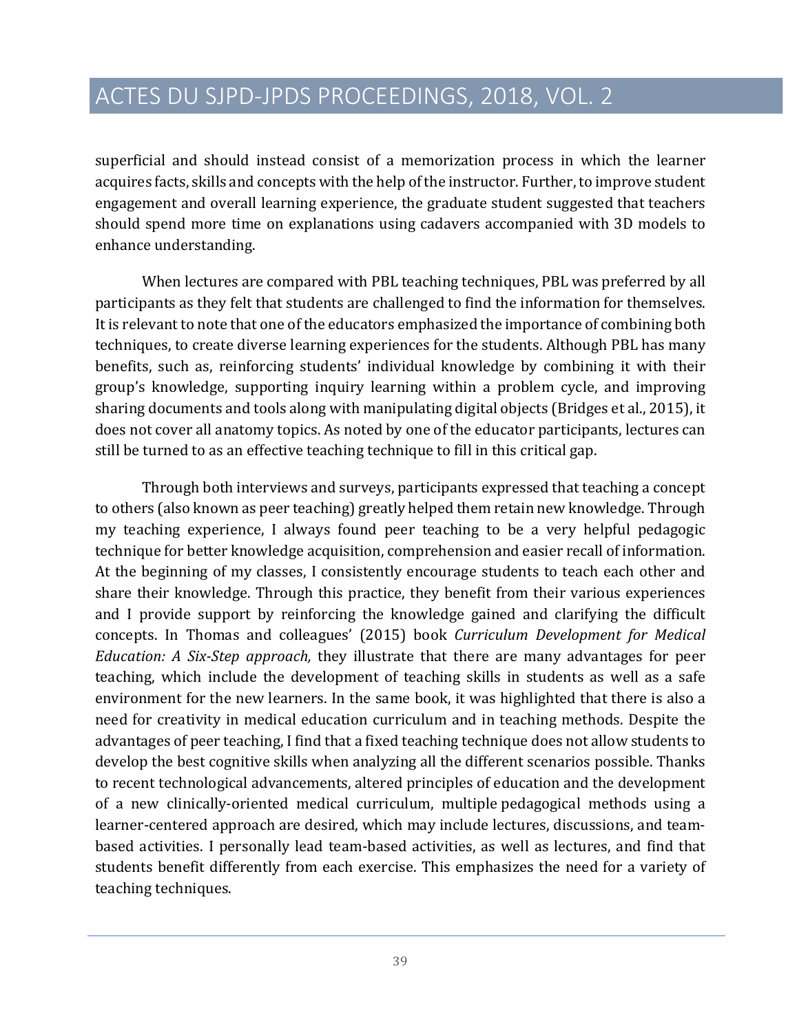superficial and should instead consist of a memorization process in which the learner acquires facts, skills and concepts with the help of the instructor. Further, to improve student engagement and overall learning experience, the graduate student suggested that teachers should spend more time on explanations using cadavers accompanied with 3D models to enhance understanding.

When lectures are compared with PBL teaching techniques, PBL was preferred by all participants as they felt that students are challenged to find the information for themselves. It is relevant to note that one of the educators emphasized the importance of combining both techniques, to create diverse learning experiences for the students. Although PBL has many benefits, such as, reinforcing students' individual knowledge by combining it with their group's knowledge, supporting inquiry learning within a problem cycle, and improving sharing documents and tools along with manipulating digital objects (Bridges et al., 2015), it does not cover all anatomy topics. As noted by one of the educator participants, lectures can still be turned to as an effective teaching technique to fill in this critical gap.

Through both interviews and surveys, participants expressed that teaching a concept to others (also known as peer teaching) greatly helped them retain new knowledge. Through my teaching experience, I always found peer teaching to be a very helpful pedagogic technique for better knowledge acquisition, comprehension and easier recall of information. At the beginning of my classes, I consistently encourage students to teach each other and share their knowledge. Through this practice, they benefit from their various experiences and I provide support by reinforcing the knowledge gained and clarifying the difficult concepts. In Thomas and colleagues' (2015) book *Curriculum Development for Medical Education: A Six-Step approach,* they illustrate that there are many advantages for peer teaching, which include the development of teaching skills in students as well as a safe environment for the new learners. In the same book, it was highlighted that there is also a need for creativity in medical education curriculum and in teaching methods. Despite the advantages of peer teaching, I find that a fixed teaching technique does not allow students to develop the best cognitive skills when analyzing all the different scenarios possible. Thanks to recent technological advancements, altered principles of education and the development of a new clinically-oriented medical curriculum, multiple pedagogical methods using a learner-centered approach are desired, which may include lectures, discussions, and team-based activities. I personally lead team-based activities, as well as lectures, and find that students benefit differently from each exercise. This emphasizes the need for a variety of teaching techniques.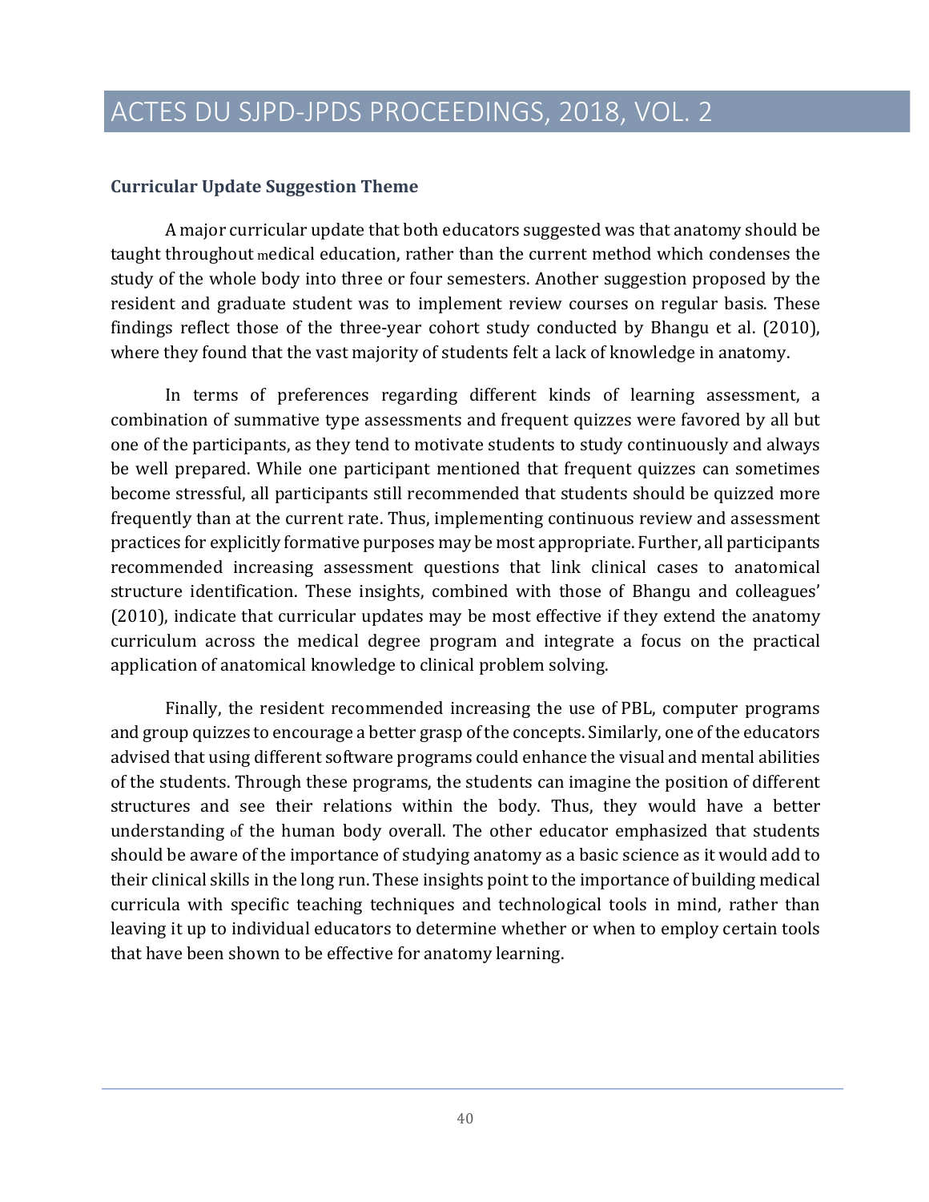### Curricular Update Suggestion Theme

A major curricular update that both educators suggested was that anatomy should be taught throughout medical education, rather than the current method which condenses the study of the whole body into three or four semesters. Another suggestion proposed by the resident and graduate student was to implement review courses on regular basis. These findings reflect those of the three-year cohort study conducted by Bhangu et al. (2010), where they found that the vast majority of students felt a lack of knowledge in anatomy.

In terms of preferences regarding different kinds of learning assessment, a combination of summative type assessments and frequent quizzes were favored by all but one of the participants, as they tend to motivate students to study continuously and always be well prepared. While one participant mentioned that frequent quizzes can sometimes become stressful, all participants still recommended that students should be quizzed more frequently than at the current rate. Thus, implementing continuous review and assessment practices for explicitly formative purposes may be most appropriate. Further, all participants recommended increasing assessment questions that link clinical cases to anatomical structure identification. These insights, combined with those of Bhangu and colleagues' (2010), indicate that curricular updates may be most effective if they extend the anatomy curriculum across the medical degree program and integrate a focus on the practical application of anatomical knowledge to clinical problem solving.

Finally, the resident recommended increasing the use of PBL, computer programs and group quizzes to encourage a better grasp of the concepts. Similarly, one of the educators advised that using different software programs could enhance the visual and mental abilities of the students. Through these programs, the students can imagine the position of different structures and see their relations within the body. Thus, they would have a better understanding of the human body overall. The other educator emphasized that students should be aware of the importance of studying anatomy as a basic science as it would add to their clinical skills in the long run. These insights point to the importance of building medical curricula with specific teaching techniques and technological tools in mind, rather than leaving it up to individual educators to determine whether or when to employ certain tools that have been shown to be effective for anatomy learning.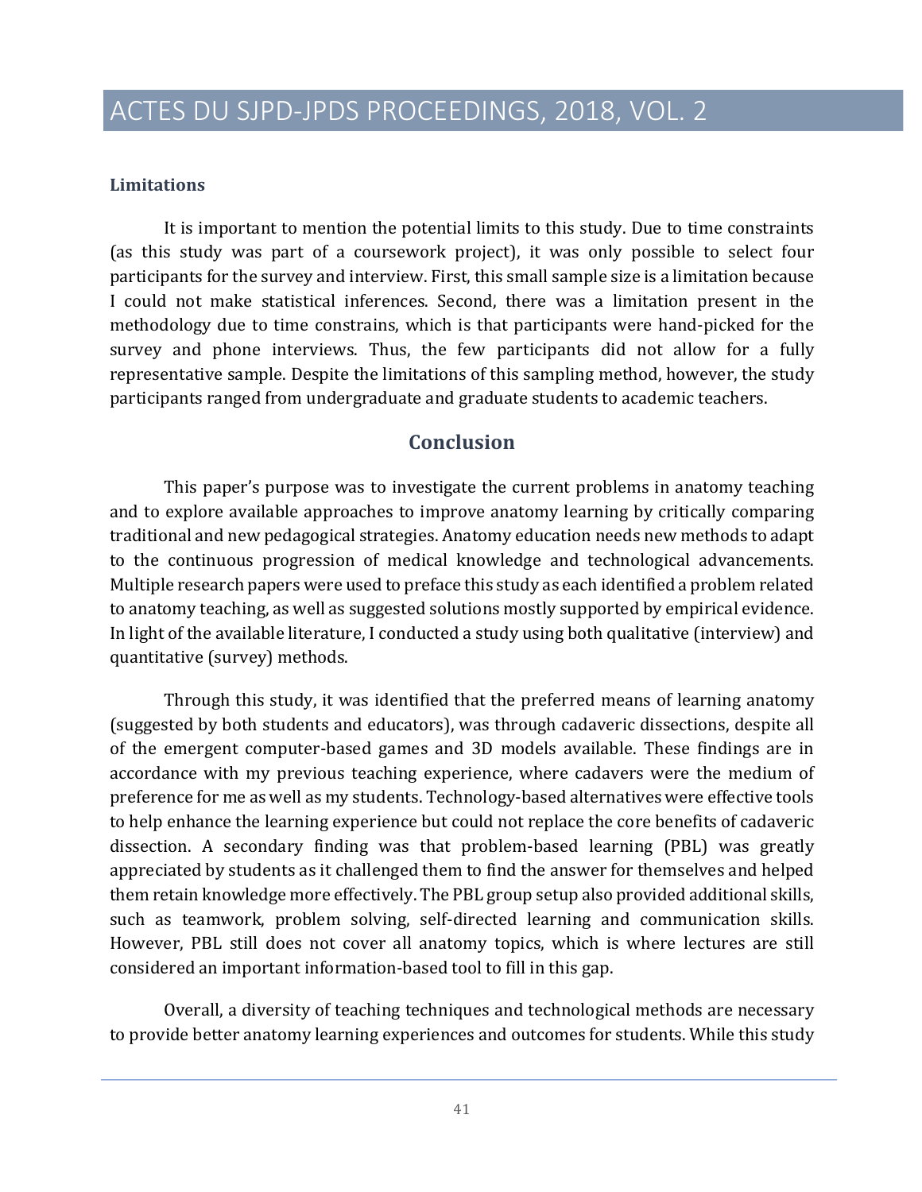### Limitations

It is important to mention the potential limits to this study. Due to time constraints (as this study was part of a coursework project), it was only possible to select four participants for the survey and interview. First, this small sample size is a limitation because I could not make statistical inferences. Second, there was a limitation present in the methodology due to time constrains, which is that participants were hand-picked for the survey and phone interviews. Thus, the few participants did not allow for a fully representative sample. Despite the limitations of this sampling method, however, the study participants ranged from undergraduate and graduate students to academic teachers.

## Conclusion

This paper's purpose was to investigate the current problems in anatomy teaching and to explore available approaches to improve anatomy learning by critically comparing traditional and new pedagogical strategies. Anatomy education needs new methods to adapt to the continuous progression of medical knowledge and technological advancements. Multiple research papers were used to preface this study as each identified a problem related to anatomy teaching, as well as suggested solutions mostly supported by empirical evidence. In light of the available literature, I conducted a study using both qualitative (interview) and quantitative (survey) methods.

Through this study, it was identified that the preferred means of learning anatomy (suggested by both students and educators), was through cadaveric dissections, despite all of the emergent computer-based games and 3D models available. These findings are in accordance with my previous teaching experience, where cadavers were the medium of preference for me as well as my students. Technology-based alternatives were effective tools to help enhance the learning experience but could not replace the core benefits of cadaveric dissection. A secondary finding was that problem-based learning (PBL) was greatly appreciated by students as it challenged them to find the answer for themselves and helped them retain knowledge more effectively. The PBL group setup also provided additional skills, such as teamwork, problem solving, self-directed learning and communication skills. However, PBL still does not cover all anatomy topics, which is where lectures are still considered an important information-based tool to fill in this gap.

Overall, a diversity of teaching techniques and technological methods are necessary to provide better anatomy learning experiences and outcomes for students. While this study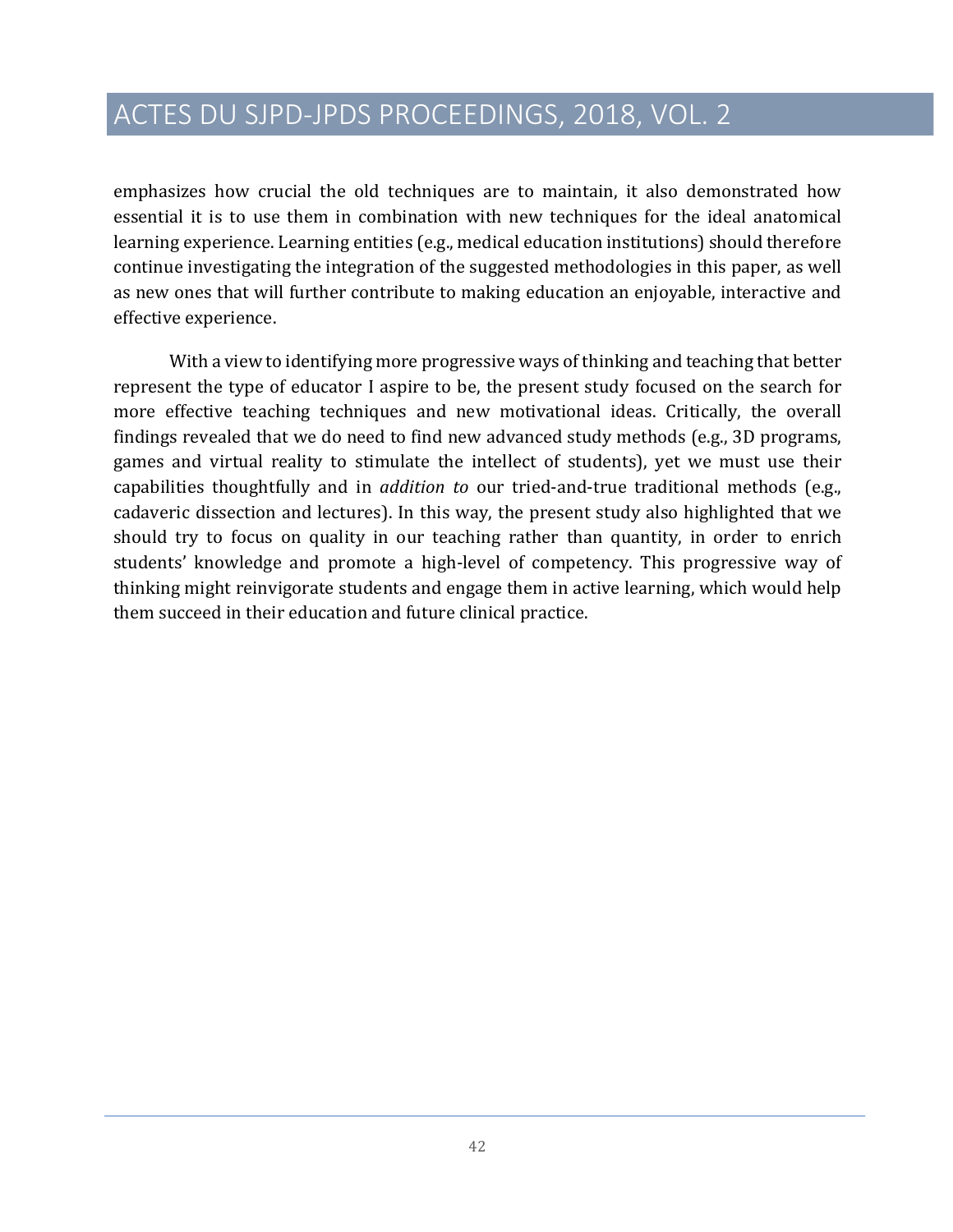emphasizes how crucial the old techniques are to maintain, it also demonstrated how essential it is to use them in combination with new techniques for the ideal anatomical learning experience. Learning entities (e.g., medical education institutions) should therefore continue investigating the integration of the suggested methodologies in this paper, as well as new ones that will further contribute to making education an enjoyable, interactive and effective experience.

With a view to identifying more progressive ways of thinking and teaching that better represent the type of educator I aspire to be, the present study focused on the search for more effective teaching techniques and new motivational ideas. Critically, the overall findings revealed that we do need to find new advanced study methods (e.g., 3D programs, games and virtual reality to stimulate the intellect of students), yet we must use their capabilities thoughtfully and in *addition to* our tried-and-true traditional methods (e.g., cadaveric dissection and lectures). In this way, the present study also highlighted that we should try to focus on quality in our teaching rather than quantity, in order to enrich students' knowledge and promote a high-level of competency. This progressive way of thinking might reinvigorate students and engage them in active learning, which would help them succeed in their education and future clinical practice.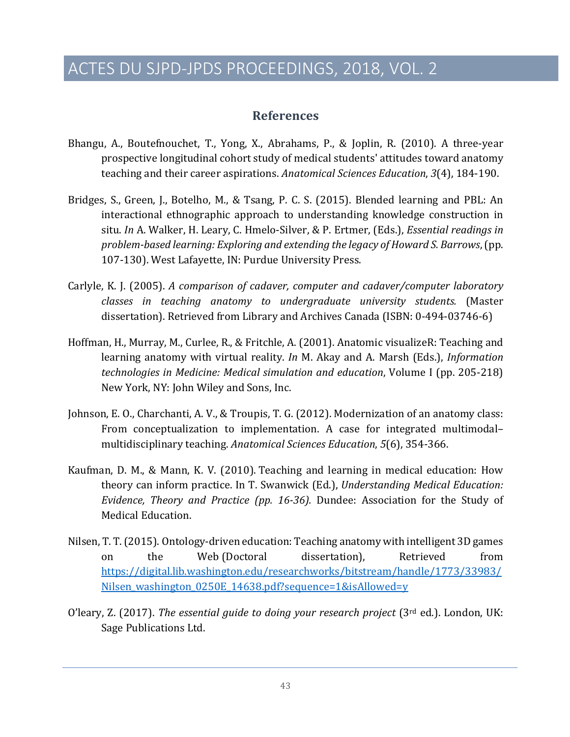## References

Bhangu, A., Boutefnouchet, T., Yong, X., Abrahams, P., & Joplin, R. (2010). A three-year prospective longitudinal cohort study of medical students' attitudes toward anatomy teaching and their career aspirations. *Anatomical Sciences Education*, *3*(4), 184-190.

Bridges, S., Green, J., Botelho, M., & Tsang, P. C. S. (2015). Blended learning and PBL: An interactional ethnographic approach to understanding knowledge construction in situ. *In* A. Walker, H. Leary, C. Hmelo-Silver, & P. Ertmer, (Eds.), *Essential readings in problem-based learning: Exploring and extending the legacy of Howard S. Barrows*, (pp. 107-130). West Lafayette, IN: Purdue University Press.

Carlyle, K. J. (2005). *A comparison of cadaver, computer and cadaver/computer laboratory classes in teaching anatomy to undergraduate university students.* (Master dissertation). Retrieved from Library and Archives Canada (ISBN: 0-494-03746-6)

Hoffman, H., Murray, M., Curlee, R., & Fritchle, A. (2001). Anatomic visualizeR: Teaching and learning anatomy with virtual reality. *In* M. Akay and A. Marsh (Eds.), *Information technologies in Medicine: Medical simulation and education*, Volume I (pp. 205-218) New York, NY: John Wiley and Sons, Inc.

Johnson, E. O., Charchanti, A. V., & Troupis, T. G. (2012). Modernization of an anatomy class: From conceptualization to implementation. A case for integrated multimodal–multidisciplinary teaching. *Anatomical Sciences Education*, *5*(6), 354-366.

Kaufman, D. M., & Mann, K. V. (2010). Teaching and learning in medical education: How theory can inform practice. In T. Swanwick (Ed.), *Understanding Medical Education: Evidence, Theory and Practice (pp. 16-36).* Dundee: Association for the Study of Medical Education.

Nilsen, T. T. (2015). Ontology-driven education: Teaching anatomy with intelligent 3D games on the Web (Doctoral dissertation), Retrieved from https://digital.lib.washington.edu/researchworks/bitstream/handle/1773/33983/Nilsen_washington_0250E_14638.pdf?sequence=1&isAllowed=y

O'leary, Z. (2017). *The essential guide to doing your research project* (3rd ed.). London, UK: Sage Publications Ltd.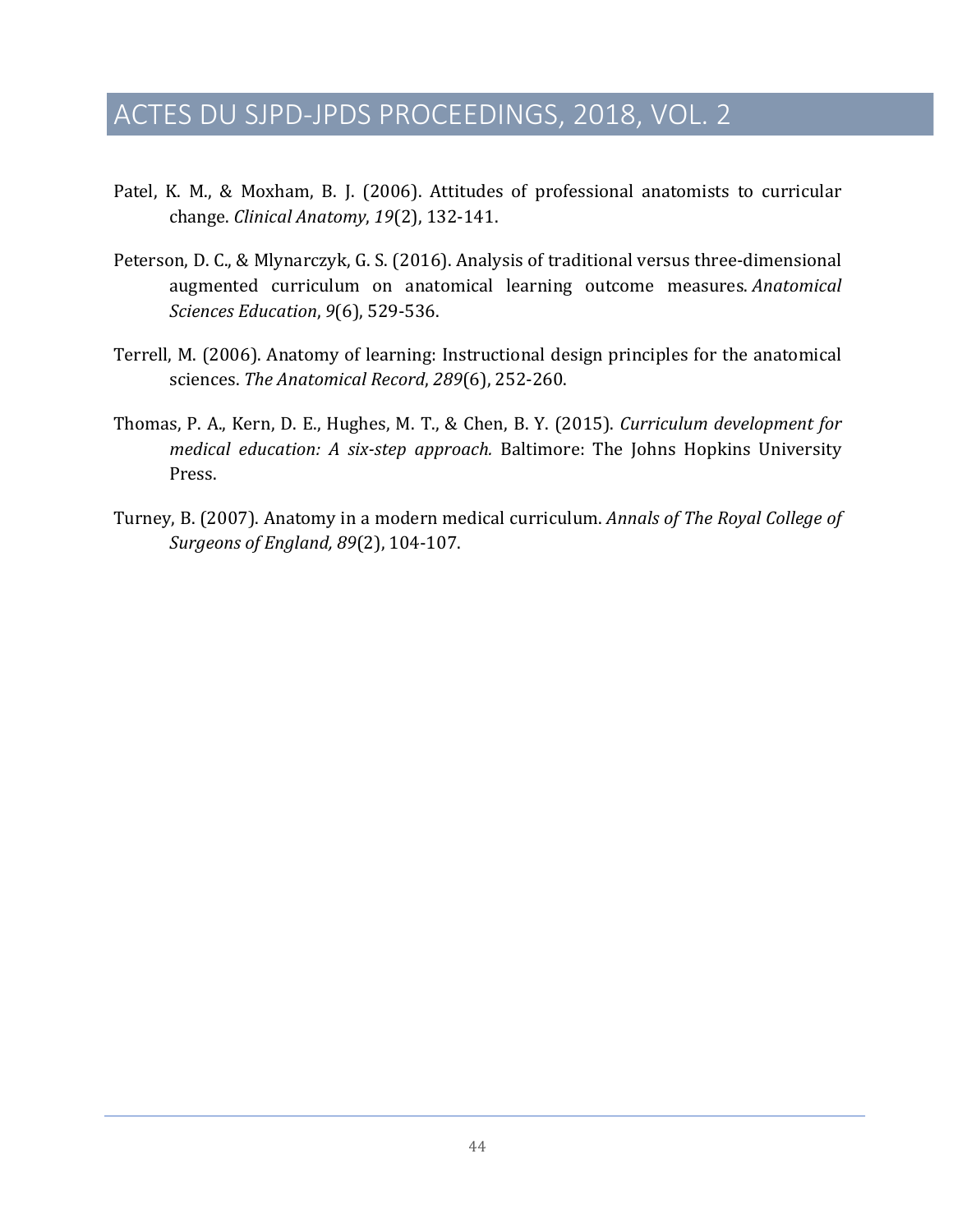Patel, K. M., & Moxham, B. J. (2006). Attitudes of professional anatomists to curricular change. *Clinical Anatomy*, *19*(2), 132-141.

Peterson, D. C., & Mlynarczyk, G. S. (2016). Analysis of traditional versus three-dimensional augmented curriculum on anatomical learning outcome measures. *Anatomical Sciences Education*, *9*(6), 529-536.

Terrell, M. (2006). Anatomy of learning: Instructional design principles for the anatomical sciences. *The Anatomical Record*, *289*(6), 252-260.

Thomas, P. A., Kern, D. E., Hughes, M. T., & Chen, B. Y. (2015). *Curriculum development for medical education: A six-step approach.* Baltimore: The Johns Hopkins University Press.

Turney, B. (2007). Anatomy in a modern medical curriculum. *Annals of The Royal College of Surgeons of England, 89*(2), 104-107.